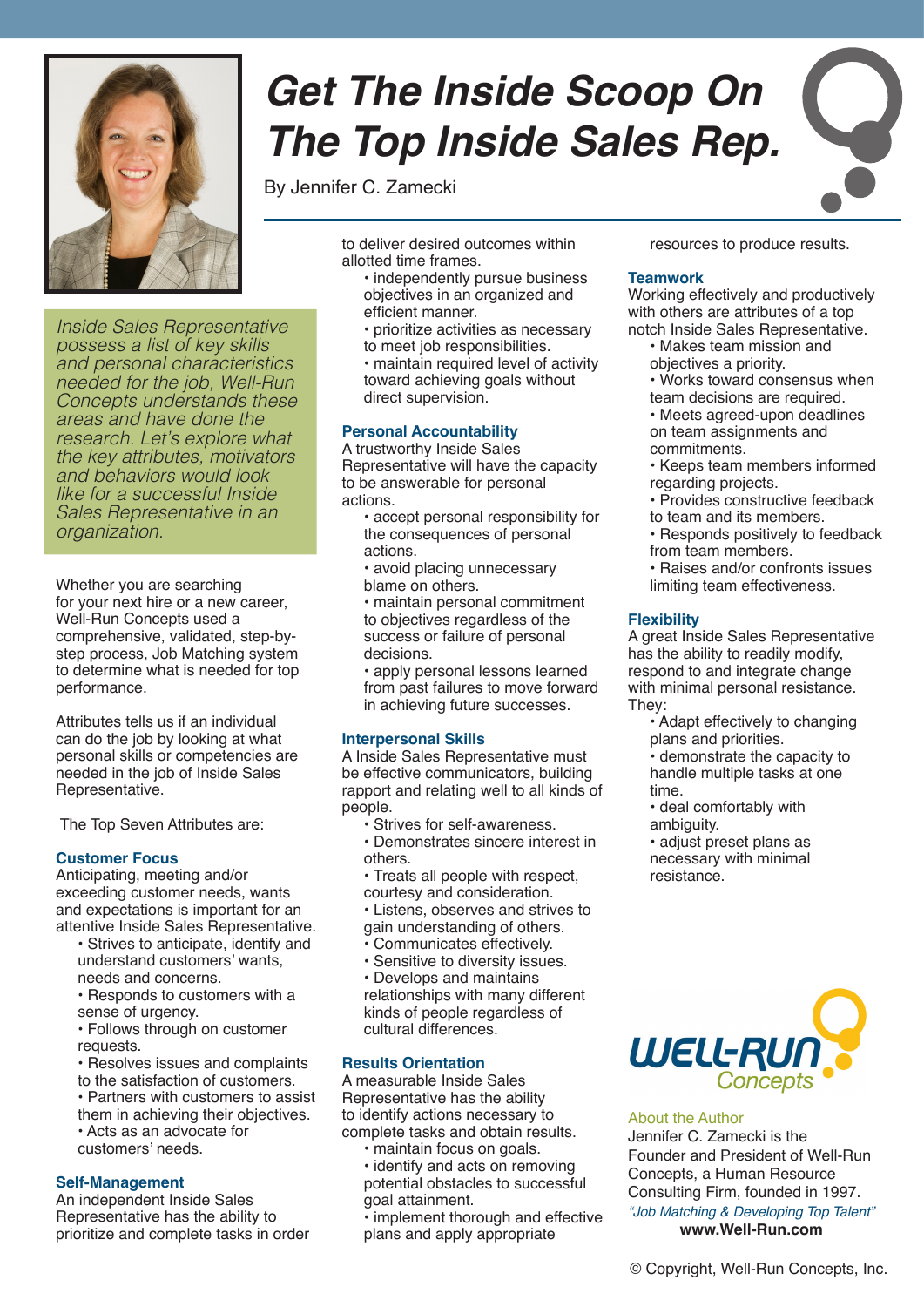# Get The Inside Scoop On The Top Inside Sales Rep.

By Jennifer C. Zamecki

*Inside Sales Representative possess a list of key skills and personal characteristics needed for the job, Well-Run Concepts understands these areas and have done the research. Let's explore what the key attributes, motivators and behaviors would look like for a successful Inside Sales Representative in an organization.*

Whether you are searching for your next hire or a new career, Well-Run Concepts used a comprehensive, validated, step-by-step process, Job Matching system to determine what is needed for top performance.

Attributes tells us if an individual can do the job by looking at what personal skills or competencies are needed in the job of Inside Sales Representative.

The Top Seven Attributes are:

### Customer Focus

Anticipating, meeting and/or exceeding customer needs, wants and expectations is important for an attentive Inside Sales Representative.

- Strives to anticipate, identify and understand customers' wants, needs and concerns.
- Responds to customers with a sense of urgency.
- Follows through on customer requests.
- Resolves issues and complaints to the satisfaction of customers.
- Partners with customers to assist them in achieving their objectives.
- Acts as an advocate for customers' needs.

### Self-Management

An independent Inside Sales Representative has the ability to prioritize and complete tasks in order to deliver desired outcomes within allotted time frames.

- independently pursue business objectives in an organized and efficient manner.
- prioritize activities as necessary to meet job responsibilities.
- maintain required level of activity toward achieving goals without direct supervision.

### Personal Accountability

A trustworthy Inside Sales Representative will have the capacity to be answerable for personal actions.

- accept personal responsibility for the consequences of personal actions.
- avoid placing unnecessary blame on others.
- maintain personal commitment to objectives regardless of the success or failure of personal decisions.
- apply personal lessons learned from past failures to move forward in achieving future successes.

### Interpersonal Skills

A Inside Sales Representative must be effective communicators, building rapport and relating well to all kinds of people.

- Strives for self-awareness.
- Demonstrates sincere interest in others.
- Treats all people with respect, courtesy and consideration.
- Listens, observes and strives to gain understanding of others.
- Communicates effectively.
- Sensitive to diversity issues.
- Develops and maintains relationships with many different kinds of people regardless of cultural differences.

### Results Orientation

A measurable Inside Sales Representative has the ability to identify actions necessary to complete tasks and obtain results.

- maintain focus on goals.
- identify and acts on removing potential obstacles to successful goal attainment.
- implement thorough and effective plans and apply appropriate resources to produce results.

### Teamwork

Working effectively and productively with others are attributes of a top notch Inside Sales Representative.

- Makes team mission and objectives a priority.
- Works toward consensus when team decisions are required.
- Meets agreed-upon deadlines on team assignments and commitments.
- Keeps team members informed regarding projects.
- Provides constructive feedback to team and its members.
- Responds positively to feedback from team members.
- Raises and/or confronts issues limiting team effectiveness.

### Flexibility

A great Inside Sales Representative has the ability to readily modify, respond to and integrate change with minimal personal resistance. They:

- Adapt effectively to changing plans and priorities.
- demonstrate the capacity to handle multiple tasks at one time.
- deal comfortably with ambiguity.
- adjust preset plans as necessary with minimal resistance.

WELL-RUN Concepts

About the Author

Jennifer C. Zamecki is the Founder and President of Well-Run Concepts, a Human Resource Consulting Firm, founded in 1997.

*"Job Matching & Developing Top Talent"*

**www.Well-Run.com**

© Copyright, Well-Run Concepts, Inc.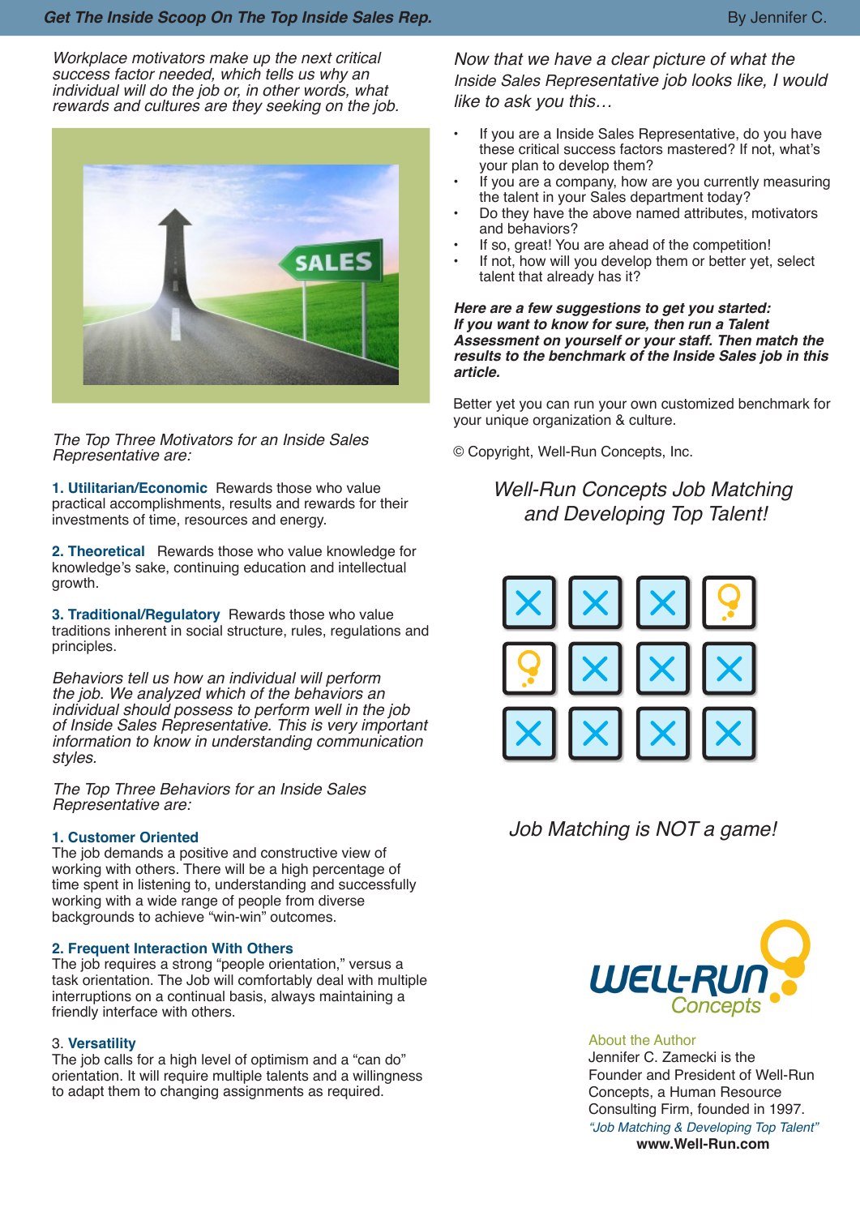*Workplace motivators make up the next critical success factor needed, which tells us why an individual will do the job or, in other words, what rewards and cultures are they seeking on the job.*

*The Top Three Motivators for an Inside Sales Representative are:*

**1. Utilitarian/Economic** Rewards those who value practical accomplishments, results and rewards for their investments of time, resources and energy.

**2. Theoretical** Rewards those who value knowledge for knowledge's sake, continuing education and intellectual growth.

**3. Traditional/Regulatory** Rewards those who value traditions inherent in social structure, rules, regulations and principles.

*Behaviors tell us how an individual will perform the job. We analyzed which of the behaviors an individual should possess to perform well in the job of Inside Sales Representative. This is very important information to know in understanding communication styles.*

*The Top Three Behaviors for an Inside Sales Representative are:*

**1. Customer Oriented**
The job demands a positive and constructive view of working with others. There will be a high percentage of time spent in listening to, understanding and successfully working with a wide range of people from diverse backgrounds to achieve "win-win" outcomes.

**2. Frequent Interaction With Others**
The job requires a strong "people orientation," versus a task orientation. The Job will comfortably deal with multiple interruptions on a continual basis, always maintaining a friendly interface with others.

3. **Versatility**
The job calls for a high level of optimism and a "can do" orientation. It will require multiple talents and a willingness to adapt them to changing assignments as required.

*Now that we have a clear picture of what the Inside Sales Representative job looks like, I would like to ask you this…*

- If you are a Inside Sales Representative, do you have these critical success factors mastered? If not, what's your plan to develop them?
- If you are a company, how are you currently measuring the talent in your Sales department today?
- Do they have the above named attributes, motivators and behaviors?
- If so, great! You are ahead of the competition!
- If not, how will you develop them or better yet, select talent that already has it?

***Here are a few suggestions to get you started: If you want to know for sure, then run a Talent Assessment on yourself or your staff. Then match the results to the benchmark of the Inside Sales job in this article.***

Better yet you can run your own customized benchmark for your unique organization & culture.

© Copyright, Well-Run Concepts, Inc.

*Well-Run Concepts Job Matching and Developing Top Talent!*

*Job Matching is NOT a game!*

WELL-RUN Concepts

About the Author
Jennifer C. Zamecki is the Founder and President of Well-Run Concepts, a Human Resource Consulting Firm, founded in 1997.
*"Job Matching & Developing Top Talent"*
**www.Well-Run.com**